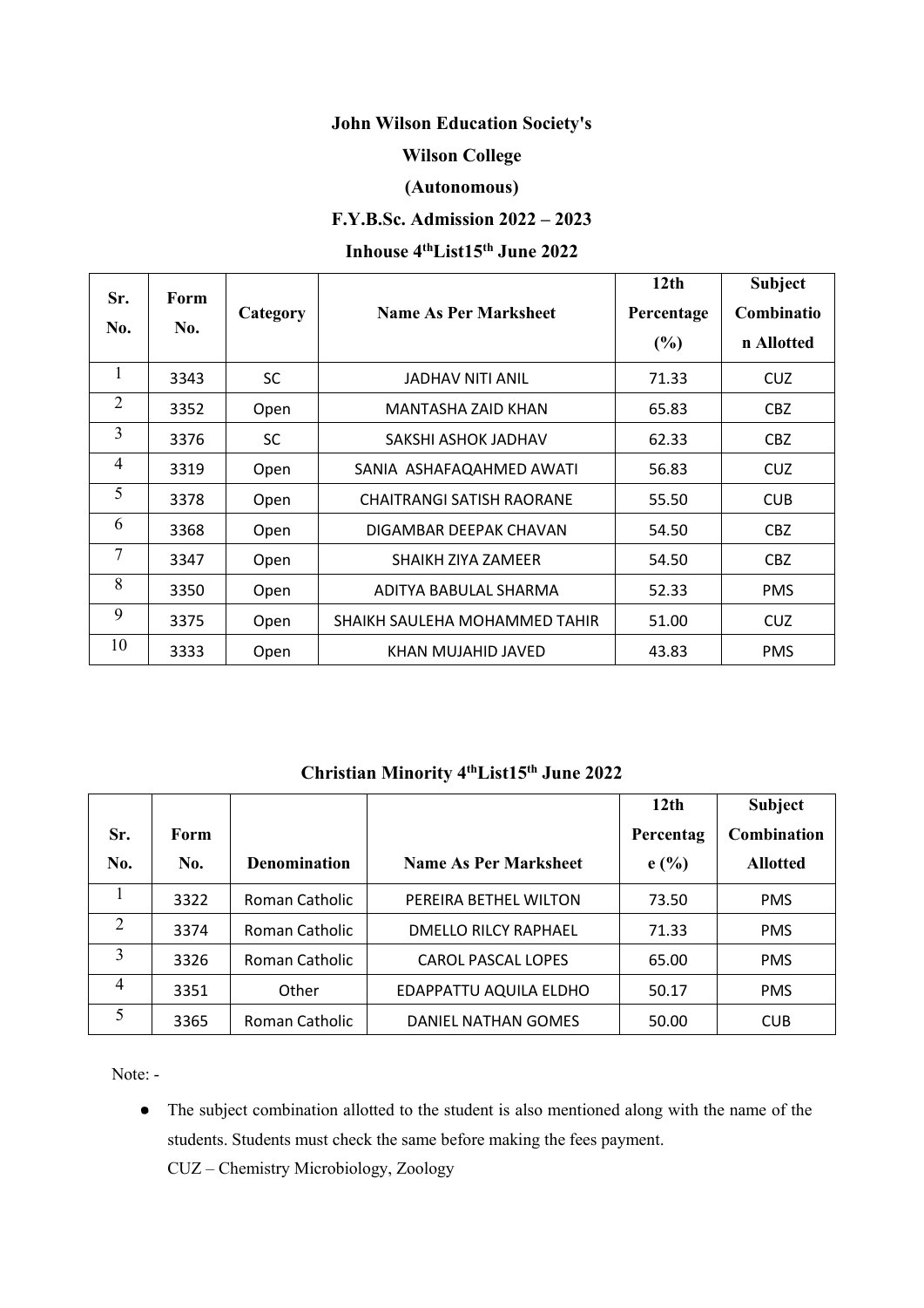**John Wilson Education Society's**

**Wilson College**

**(Autonomous)**

**F.Y.B.Sc. Admission 2022 – 2023**

**Inhouse 4th List 15th June 2022**

| Sr. No. | Form No. | Category | Name As Per Marksheet | 12th Percentage (%) | Subject Combination Allotted |
|---|---|---|---|---|---|
| 1 | 3343 | SC | JADHAV NITI ANIL | 71.33 | CUZ |
| 2 | 3352 | Open | MANTASHA ZAID KHAN | 65.83 | CBZ |
| 3 | 3376 | SC | SAKSHI ASHOK JADHAV | 62.33 | CBZ |
| 4 | 3319 | Open | SANIA ASHAFAQAHMED AWATI | 56.83 | CUZ |
| 5 | 3378 | Open | CHAITRANGI SATISH RAORANE | 55.50 | CUB |
| 6 | 3368 | Open | DIGAMBAR DEEPAK CHAVAN | 54.50 | CBZ |
| 7 | 3347 | Open | SHAIKH ZIYA ZAMEER | 54.50 | CBZ |
| 8 | 3350 | Open | ADITYA BABULAL SHARMA | 52.33 | PMS |
| 9 | 3375 | Open | SHAIKH SAULEHA MOHAMMED TAHIR | 51.00 | CUZ |
| 10 | 3333 | Open | KHAN MUJAHID JAVED | 43.83 | PMS |

**Christian Minority 4th List 15th June 2022**

| Sr. No. | Form No. | Denomination | Name As Per Marksheet | 12th Percentage (%) | Subject Combination Allotted |
|---|---|---|---|---|---|
| 1 | 3322 | Roman Catholic | PEREIRA BETHEL WILTON | 73.50 | PMS |
| 2 | 3374 | Roman Catholic | DMELLO RILCY RAPHAEL | 71.33 | PMS |
| 3 | 3326 | Roman Catholic | CAROL PASCAL LOPES | 65.00 | PMS |
| 4 | 3351 | Other | EDAPPATTU AQUILA ELDHO | 50.17 | PMS |
| 5 | 3365 | Roman Catholic | DANIEL NATHAN GOMES | 50.00 | CUB |

Note: -

- The subject combination allotted to the student is also mentioned along with the name of the students. Students must check the same before making the fees payment.

  CUZ – Chemistry Microbiology, Zoology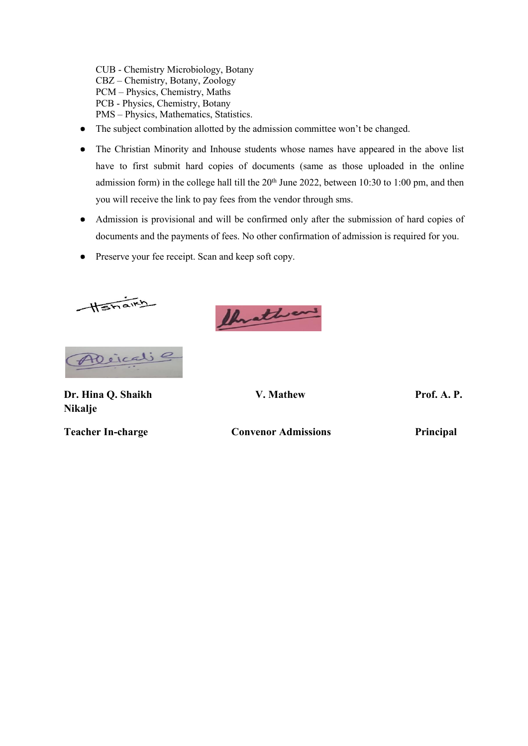CUB - Chemistry Microbiology, Botany
CBZ – Chemistry, Botany, Zoology
PCM – Physics, Chemistry, Maths
PCB - Physics, Chemistry, Botany
PMS – Physics, Mathematics, Statistics.

- The subject combination allotted by the admission committee won't be changed.
- The Christian Minority and Inhouse students whose names have appeared in the above list have to first submit hard copies of documents (same as those uploaded in the online admission form) in the college hall till the 20th June 2022, between 10:30 to 1:00 pm, and then you will receive the link to pay fees from the vendor through sms.
- Admission is provisional and will be confirmed only after the submission of hard copies of documents and the payments of fees. No other confirmation of admission is required for you.
- Preserve your fee receipt. Scan and keep soft copy.

**Dr. Hina Q. Shaikh** — **Teacher In-charge**

**V. Mathew** — **Convenor Admissions**

**Prof. A. P. Nikalje** — **Principal**